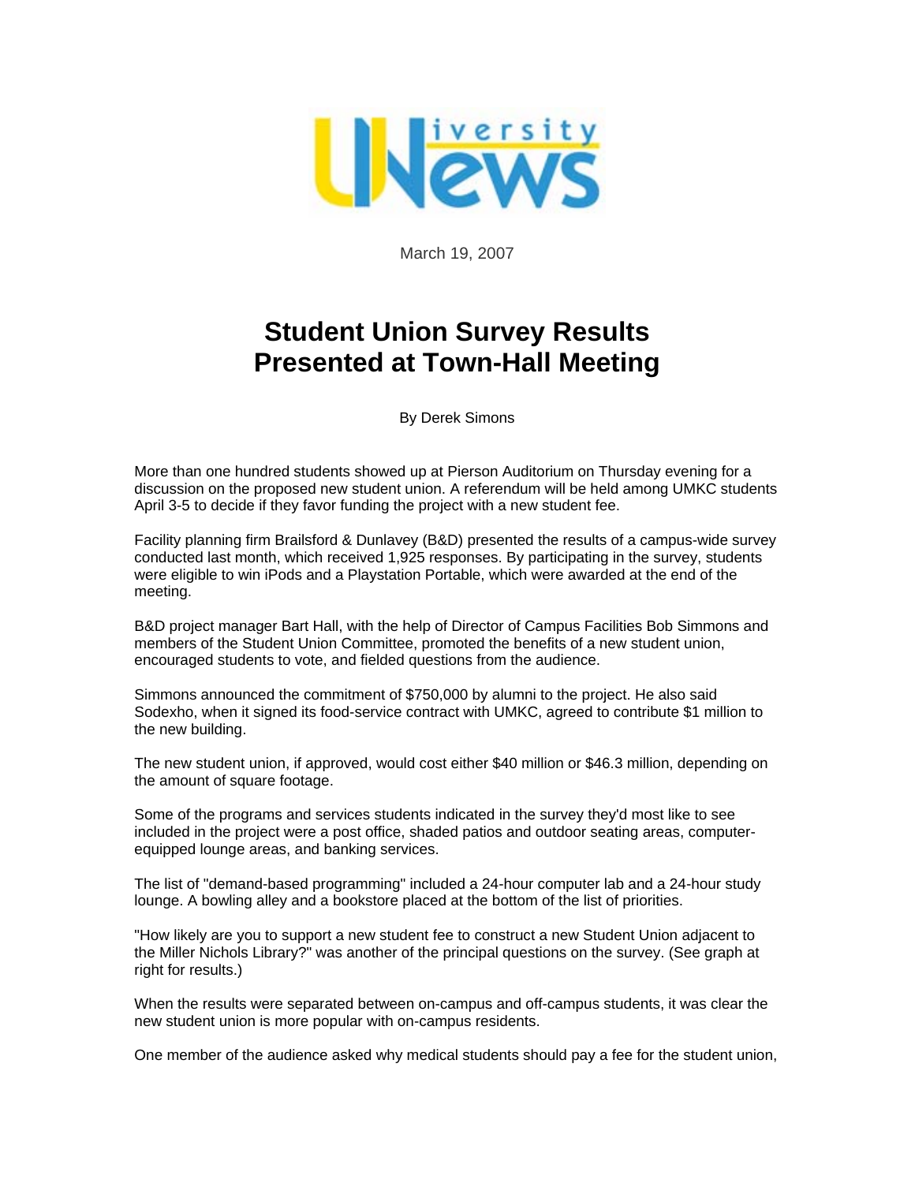UNiversity News

March 19, 2007

# Student Union Survey Results Presented at Town-Hall Meeting

By Derek Simons

More than one hundred students showed up at Pierson Auditorium on Thursday evening for a discussion on the proposed new student union. A referendum will be held among UMKC students April 3-5 to decide if they favor funding the project with a new student fee.

Facility planning firm Brailsford & Dunlavey (B&D) presented the results of a campus-wide survey conducted last month, which received 1,925 responses. By participating in the survey, students were eligible to win iPods and a Playstation Portable, which were awarded at the end of the meeting.

B&D project manager Bart Hall, with the help of Director of Campus Facilities Bob Simmons and members of the Student Union Committee, promoted the benefits of a new student union, encouraged students to vote, and fielded questions from the audience.

Simmons announced the commitment of $750,000 by alumni to the project. He also said Sodexho, when it signed its food-service contract with UMKC, agreed to contribute $1 million to the new building.

The new student union, if approved, would cost either $40 million or $46.3 million, depending on the amount of square footage.

Some of the programs and services students indicated in the survey they'd most like to see included in the project were a post office, shaded patios and outdoor seating areas, computer-equipped lounge areas, and banking services.

The list of "demand-based programming" included a 24-hour computer lab and a 24-hour study lounge. A bowling alley and a bookstore placed at the bottom of the list of priorities.

"How likely are you to support a new student fee to construct a new Student Union adjacent to the Miller Nichols Library?" was another of the principal questions on the survey. (See graph at right for results.)

When the results were separated between on-campus and off-campus students, it was clear the new student union is more popular with on-campus residents.

One member of the audience asked why medical students should pay a fee for the student union,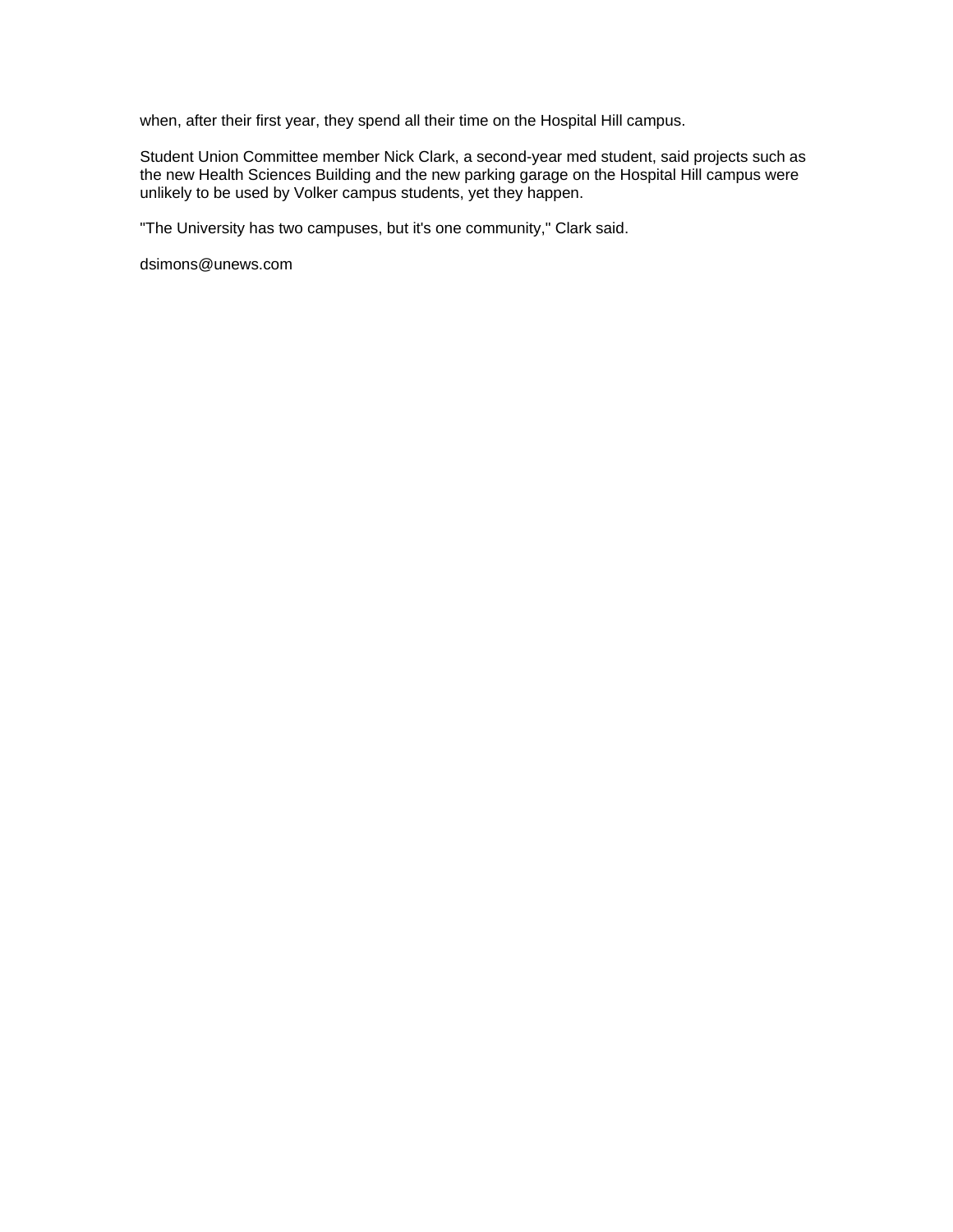when, after their first year, they spend all their time on the Hospital Hill campus.

Student Union Committee member Nick Clark, a second-year med student, said projects such as the new Health Sciences Building and the new parking garage on the Hospital Hill campus were unlikely to be used by Volker campus students, yet they happen.

"The University has two campuses, but it's one community," Clark said.

dsimons@unews.com